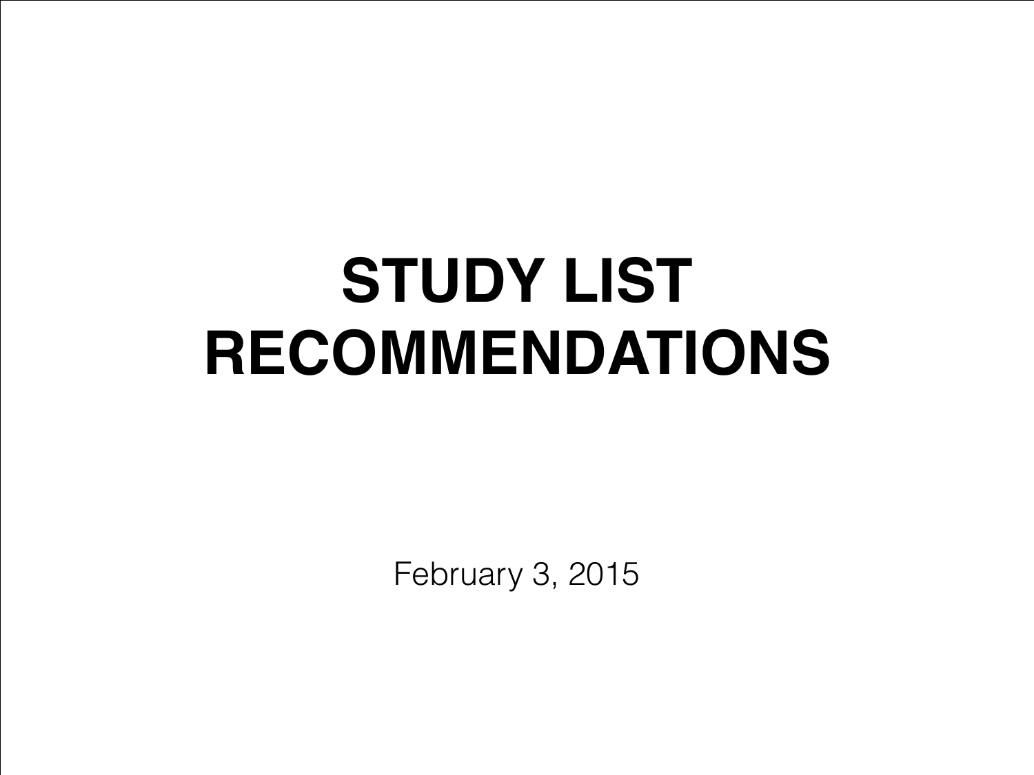# STUDY LIST RECOMMENDATIONS

February 3, 2015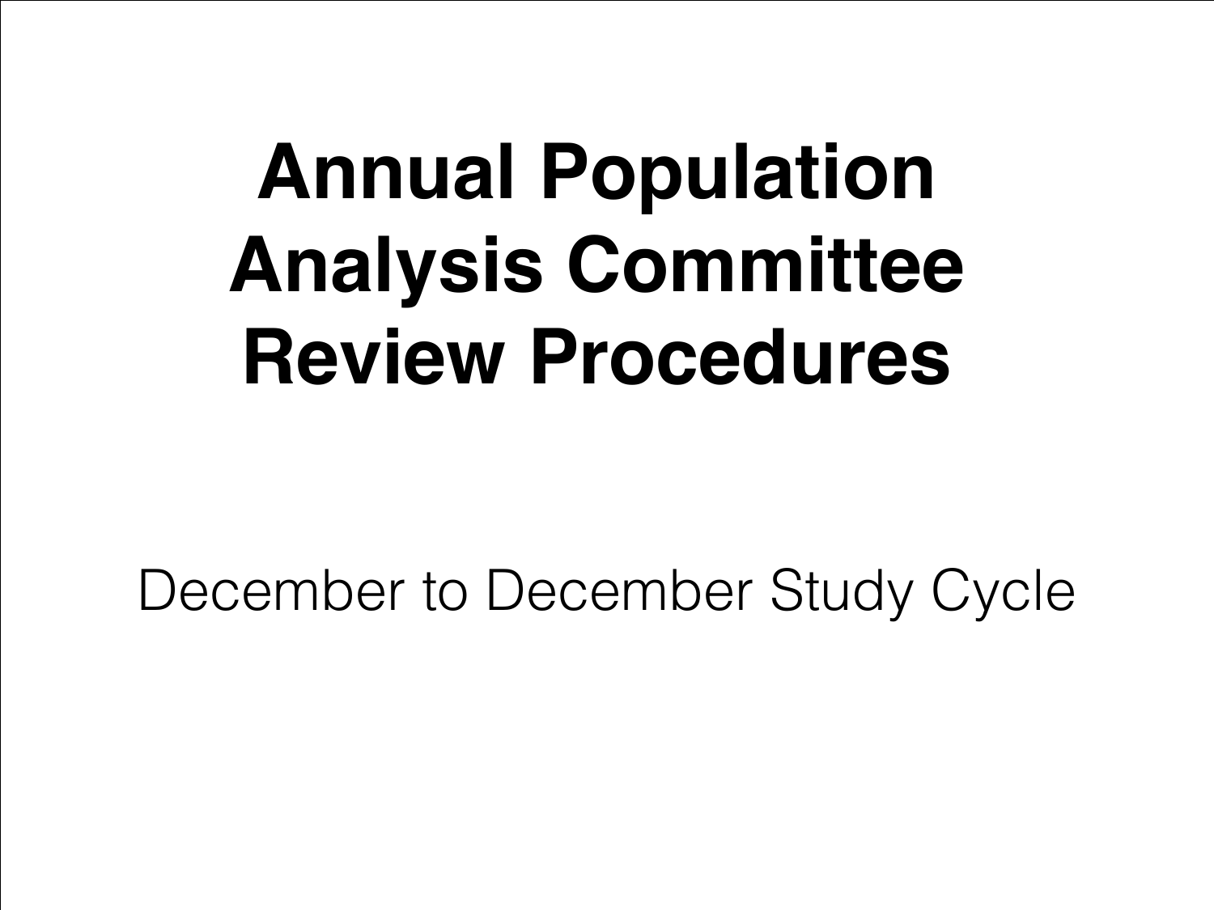# Annual Population Analysis Committee Review Procedures

December to December Study Cycle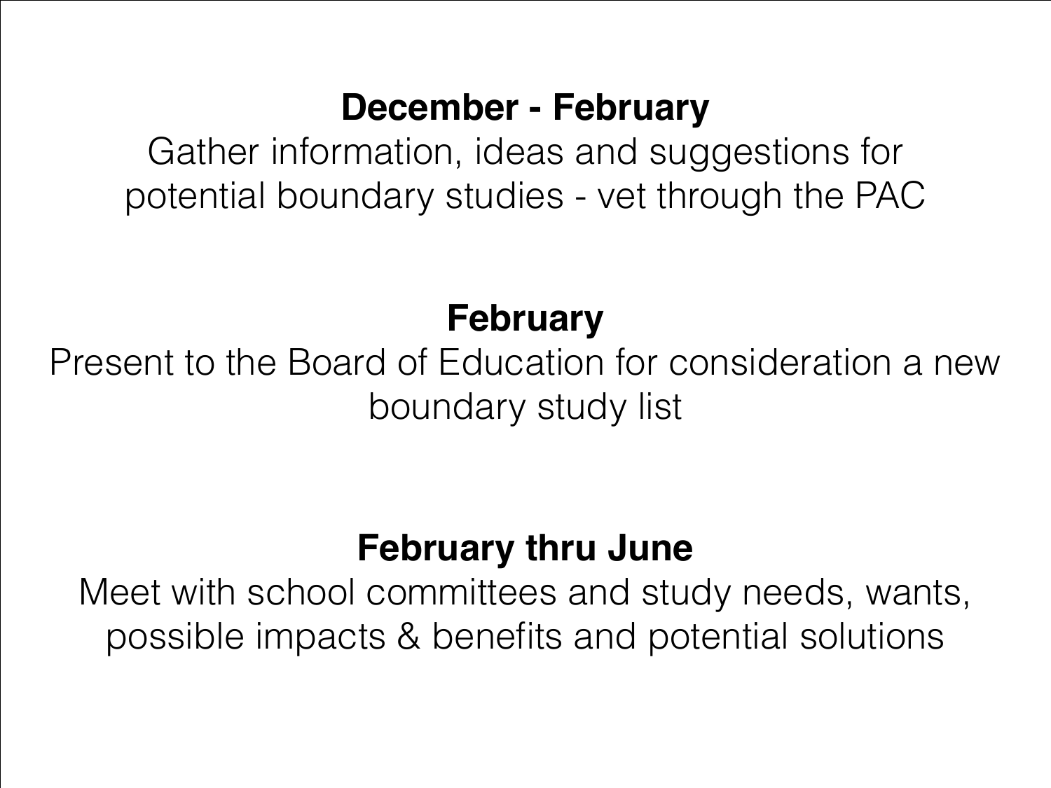**December - February**

Gather information, ideas and suggestions for potential boundary studies - vet through the PAC

**February**

Present to the Board of Education for consideration a new boundary study list

**February thru June**

Meet with school committees and study needs, wants, possible impacts & benefits and potential solutions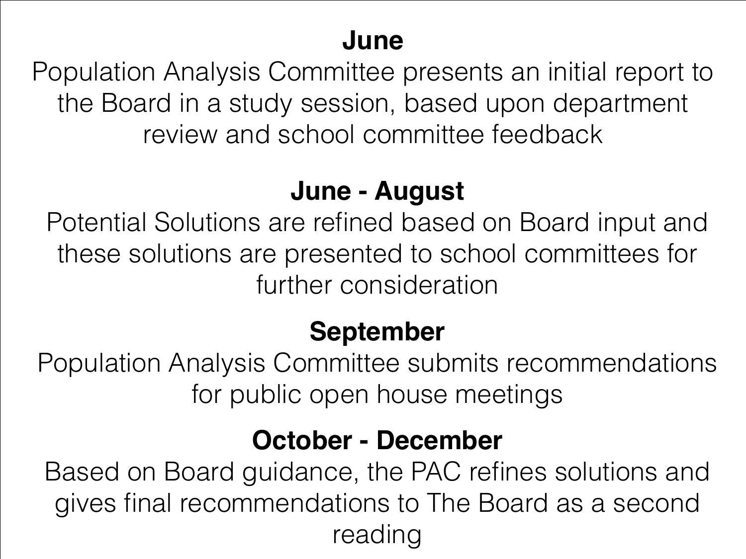**June**

Population Analysis Committee presents an initial report to the Board in a study session, based upon department review and school committee feedback

**June - August**

Potential Solutions are refined based on Board input and these solutions are presented to school committees for further consideration

**September**

Population Analysis Committee submits recommendations for public open house meetings

**October - December**

Based on Board guidance, the PAC refines solutions and gives final recommendations to The Board as a second reading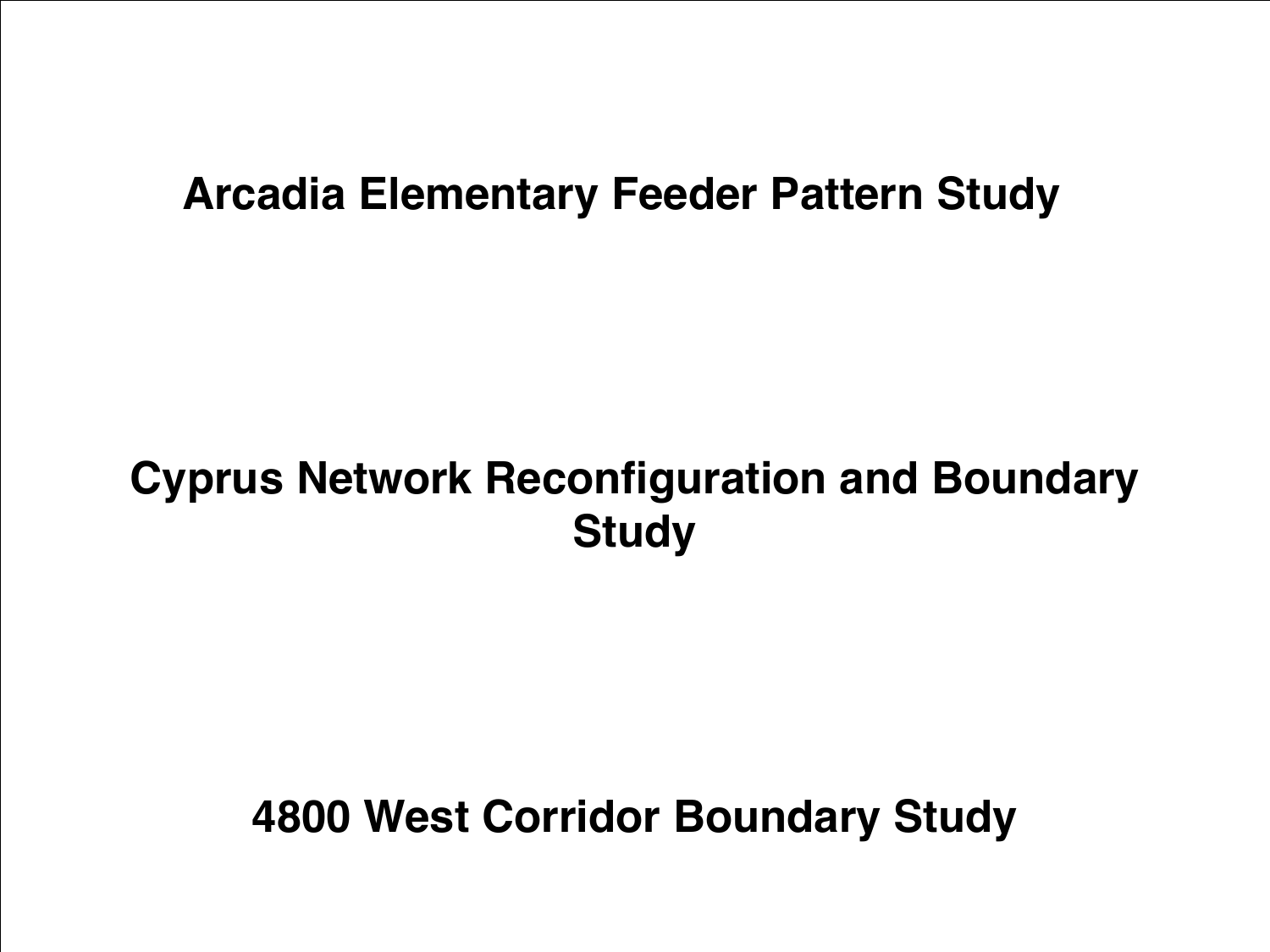## Arcadia Elementary Feeder Pattern Study

## Cyprus Network Reconfiguration and Boundary Study

## 4800 West Corridor Boundary Study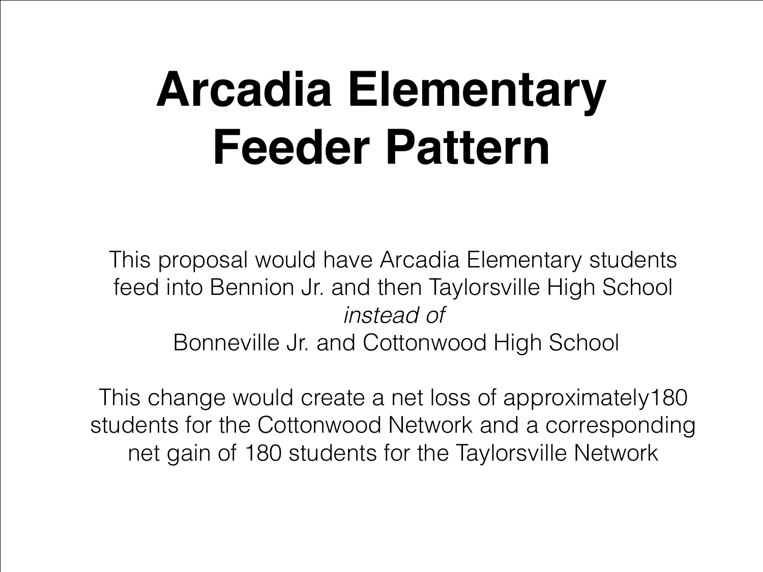# Arcadia Elementary Feeder Pattern

This proposal would have Arcadia Elementary students feed into Bennion Jr. and then Taylorsville High School
*instead of*
Bonneville Jr. and Cottonwood High School

This change would create a net loss of approximately180 students for the Cottonwood Network and a corresponding net gain of 180 students for the Taylorsville Network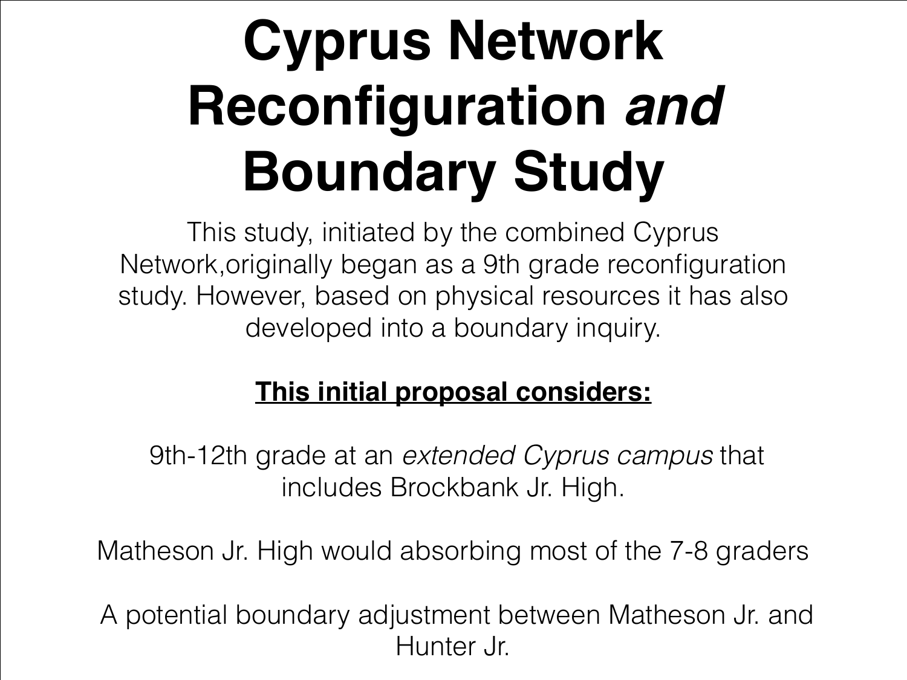# Cyprus Network Reconfiguration *and* Boundary Study

This study, initiated by the combined Cyprus Network,originally began as a 9th grade reconfiguration study. However, based on physical resources it has also developed into a boundary inquiry.

**This initial proposal considers:**

9th-12th grade at an *extended Cyprus campus* that includes Brockbank Jr. High.

Matheson Jr. High would absorbing most of the 7-8 graders

A potential boundary adjustment between Matheson Jr. and Hunter Jr.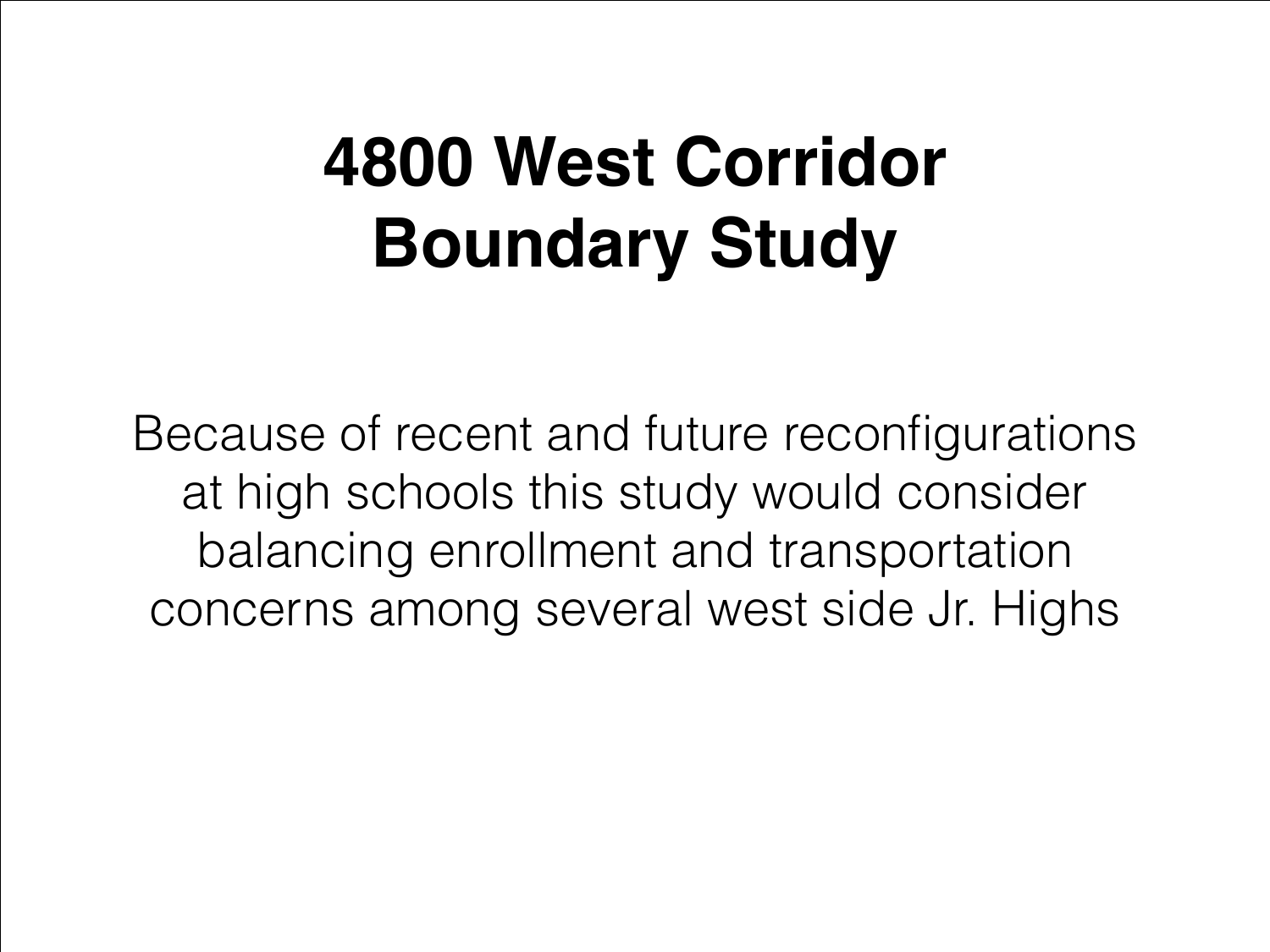# 4800 West Corridor Boundary Study

Because of recent and future reconfigurations at high schools this study would consider balancing enrollment and transportation concerns among several west side Jr. Highs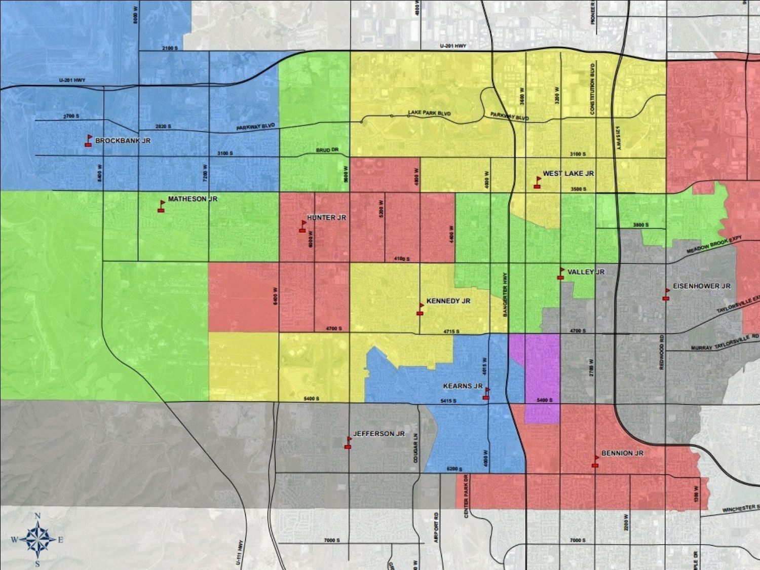BROCKBANK JR

MATHESON JR

HUNTER JR

WEST LAKE JR

VALLEY JR

EISENHOWER JR

KENNEDY JR

KEARNS JR

JEFFERSON JR

BENNION JR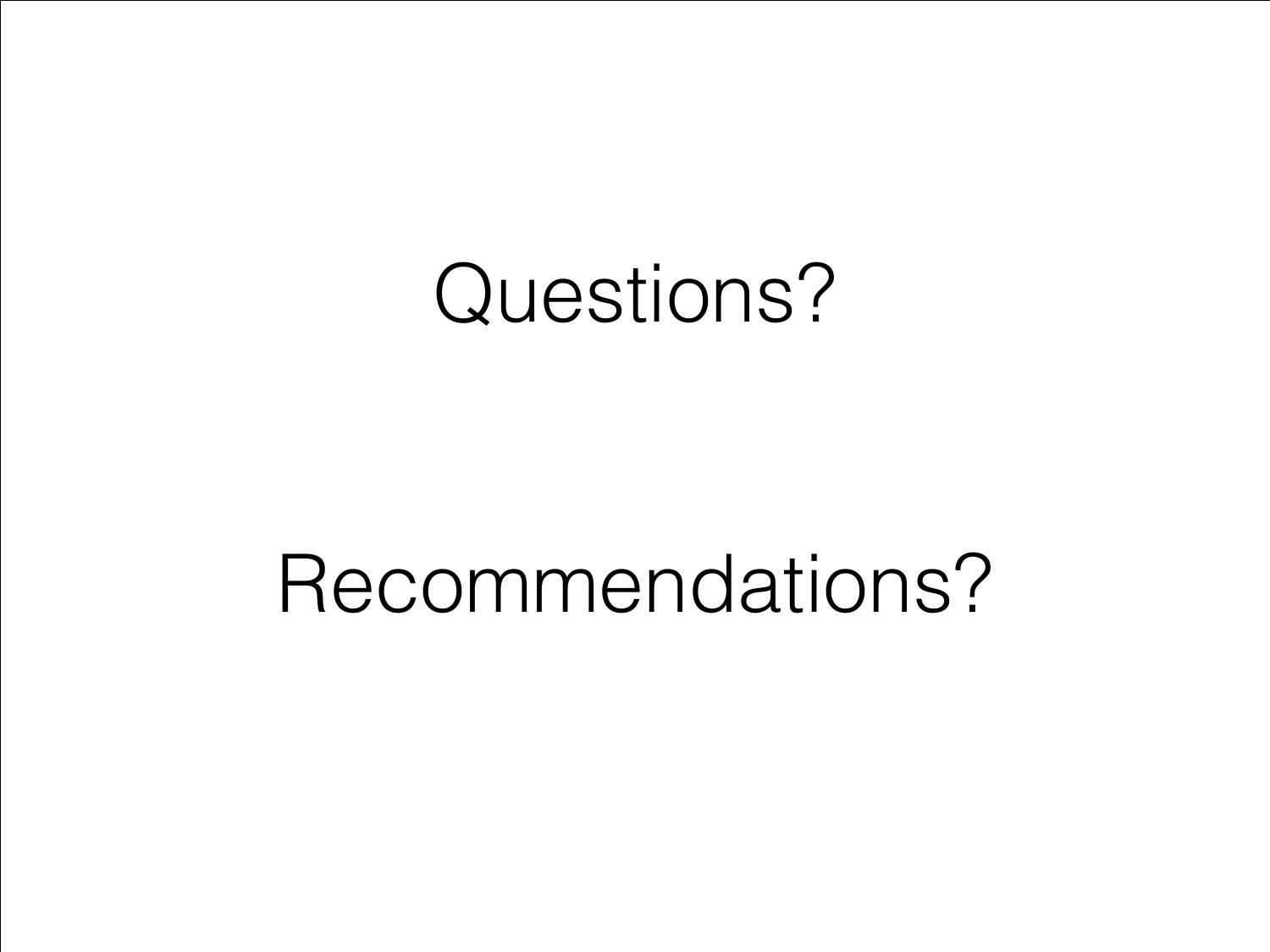Questions?

Recommendations?